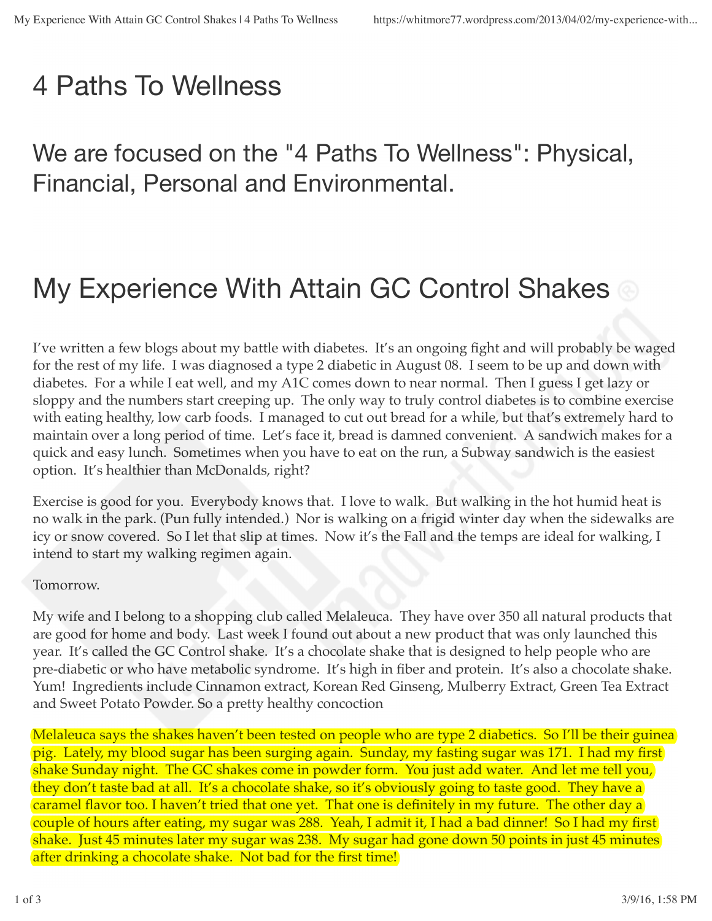# 4 Paths To Wellness

## We are focused on the "4 Paths To Wellness": Physical, Financial, Personal and Environmental.

# My Experience With Attain GC Control Shakes ®

I've written a few blogs about my battle with diabetes. It's an ongoing fight and will probably be waged for the rest of my life. I was diagnosed a type 2 diabetic in August 08. I seem to be up and down with diabetes. For a while I eat well, and my A1C comes down to near normal. Then I guess I get lazy or sloppy and the numbers start creeping up. The only way to truly control diabetes is to combine exercise with eating healthy, low carb foods. I managed to cut out bread for a while, but that's extremely hard to maintain over a long period of time. Let's face it, bread is damned convenient. A sandwich makes for a quick and easy lunch. Sometimes when you have to eat on the run, a Subway sandwich is the easiest option. It's healthier than McDonalds, right?

Exercise is good for you. Everybody knows that. I love to walk. But walking in the hot humid heat is no walk in the park. (Pun fully intended.) Nor is walking on a frigid winter day when the sidewalks are icy or snow covered. So I let that slip at times. Now it's the Fall and the temps are ideal for walking, I intend to start my walking regimen again.

Tomorrow.

My wife and I belong to a shopping club called Melaleuca. They have over 350 all natural products that are good for home and body. Last week I found out about a new product that was only launched this year. It's called the GC Control shake. It's a chocolate shake that is designed to help people who are pre-diabetic or who have metabolic syndrome. It's high in fiber and protein. It's also a chocolate shake. Yum! Ingredients include Cinnamon extract, Korean Red Ginseng, Mulberry Extract, Green Tea Extract and Sweet Potato Powder. So a pretty healthy concoction

Melaleuca says the shakes haven't been tested on people who are type 2 diabetics. So I'll be their guinea pig. Lately, my blood sugar has been surging again. Sunday, my fasting sugar was 171. I had my first shake Sunday night. The GC shakes come in powder form. You just add water. And let me tell you, they don't taste bad at all. It's a chocolate shake, so it's obviously going to taste good. They have a caramel flavor too. I haven't tried that one yet. That one is definitely in my future. The other day a couple of hours after eating, my sugar was 288. Yeah, I admit it, I had a bad dinner! So I had my first shake. Just 45 minutes later my sugar was 238. My sugar had gone down 50 points in just 45 minutes after drinking a chocolate shake. Not bad for the first time!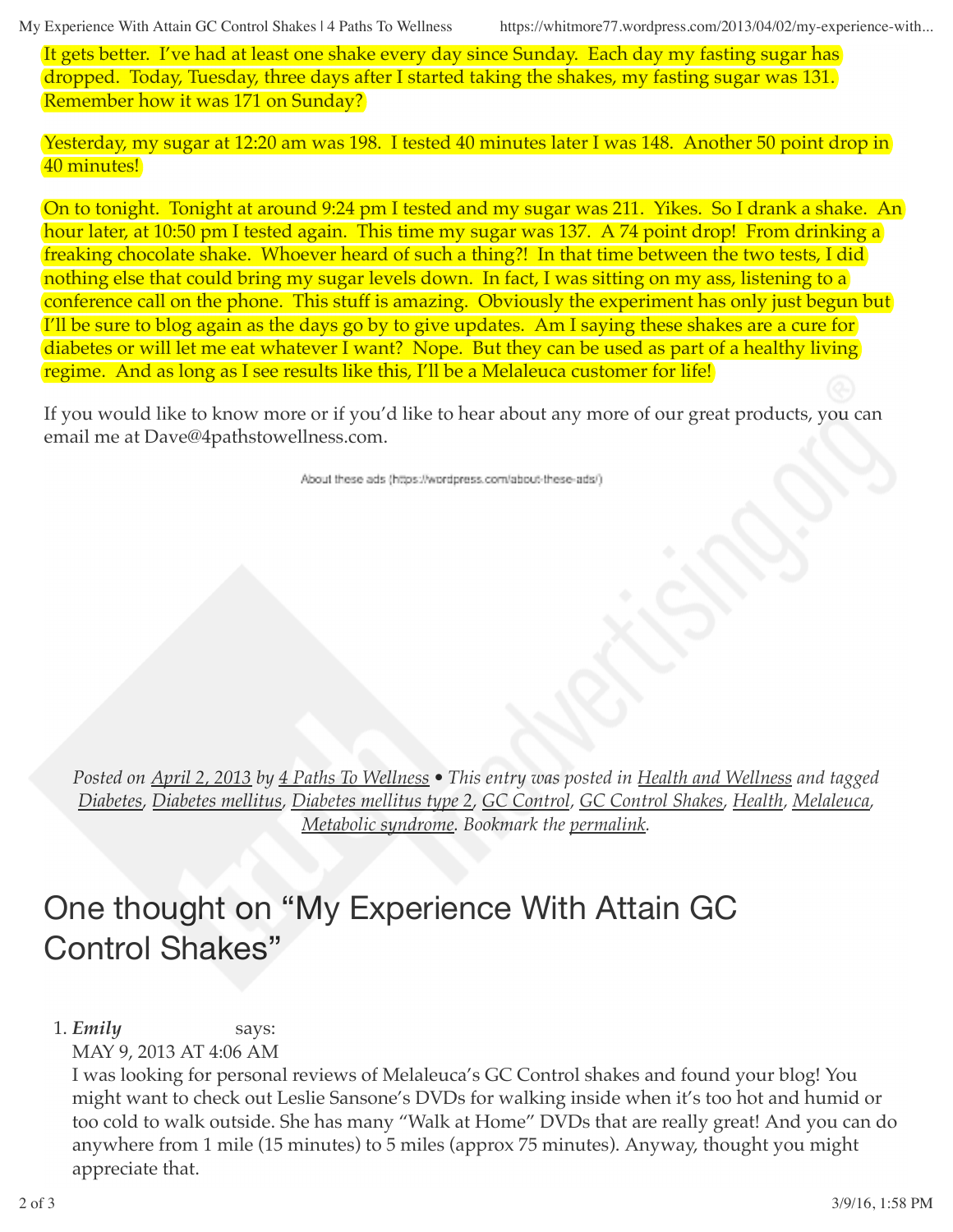It gets better. I've had at least one shake every day since Sunday. Each day my fasting sugar has dropped. Today, Tuesday, three days after I started taking the shakes, my fasting sugar was 131. Remember how it was 171 on Sunday?

Yesterday, my sugar at 12:20 am was 198. I tested 40 minutes later I was 148. Another 50 point drop in 40 minutes!

On to tonight. Tonight at around 9:24 pm I tested and my sugar was 211. Yikes. So I drank a shake. An hour later, at 10:50 pm I tested again. This time my sugar was 137. A 74 point drop! From drinking a freaking chocolate shake. Whoever heard of such a thing?! In that time between the two tests, I did nothing else that could bring my sugar levels down. In fact, I was sitting on my ass, listening to a conference call on the phone. This stuff is amazing. Obviously the experiment has only just begun but I'll be sure to blog again as the days go by to give updates. Am I saying these shakes are a cure for diabetes or will let me eat whatever I want? Nope. But they can be used as part of a healthy living regime. And as long as I see results like this, I'll be a Melaleuca customer for life!

If you would like to know more or if you'd like to hear about any more of our great products, you can email me at Dave@4pathstowellness.com.

About these ads (https://wordpress.com/about-these-ads/)

*Posted on April 2, 2013 by 4 Paths To Wellness • This entry was posted in Health and Wellness and tagged Diabetes, Diabetes mellitus, Diabetes mellitus type 2, GC Control, GC Control Shakes, Health, Melaleuca, Metabolic syndrome. Bookmark the permalink.*

## One thought on "My Experience With Attain GC Control Shakes"

1. ***Emily*** says:
   MAY 9, 2013 AT 4:06 AM
   I was looking for personal reviews of Melaleuca's GC Control shakes and found your blog! You might want to check out Leslie Sansone's DVDs for walking inside when it's too hot and humid or too cold to walk outside. She has many "Walk at Home" DVDs that are really great! And you can do anywhere from 1 mile (15 minutes) to 5 miles (approx 75 minutes). Anyway, thought you might appreciate that.